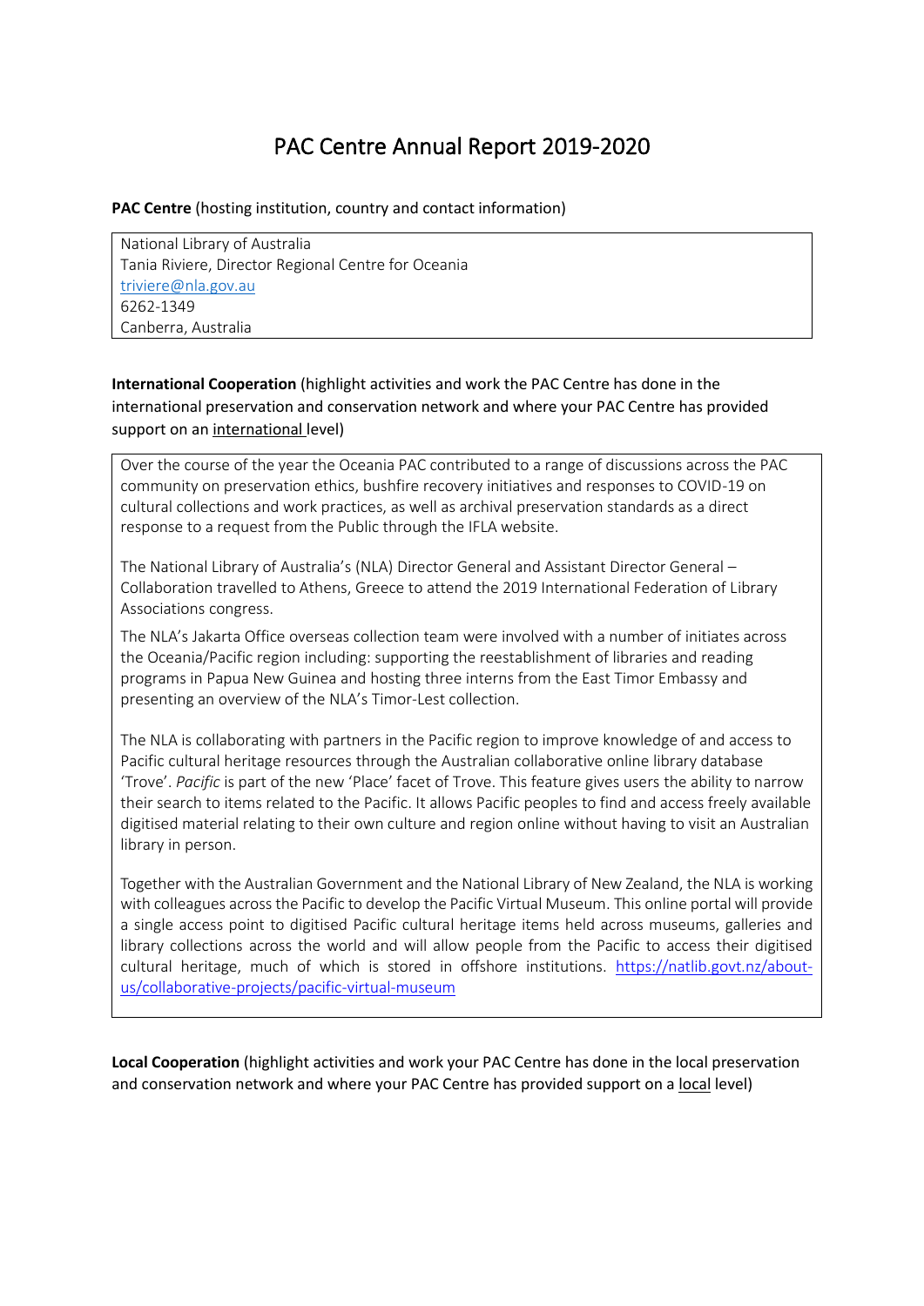# PAC Centre Annual Report 2019-2020

**PAC Centre** (hosting institution, country and contact information)

National Library of Australia
Tania Riviere, Director Regional Centre for Oceania
triviere@nla.gov.au
6262-1349
Canberra, Australia

**International Cooperation** (highlight activities and work the PAC Centre has done in the international preservation and conservation network and where your PAC Centre has provided support on an international level)

Over the course of the year the Oceania PAC contributed to a range of discussions across the PAC community on preservation ethics, bushfire recovery initiatives and responses to COVID-19 on cultural collections and work practices, as well as archival preservation standards as a direct response to a request from the Public through the IFLA website.

The National Library of Australia's (NLA) Director General and Assistant Director General – Collaboration travelled to Athens, Greece to attend the 2019 International Federation of Library Associations congress.

The NLA's Jakarta Office overseas collection team were involved with a number of initiates across the Oceania/Pacific region including: supporting the reestablishment of libraries and reading programs in Papua New Guinea and hosting three interns from the East Timor Embassy and presenting an overview of the NLA's Timor-Lest collection.

The NLA is collaborating with partners in the Pacific region to improve knowledge of and access to Pacific cultural heritage resources through the Australian collaborative online library database 'Trove'. *Pacific* is part of the new 'Place' facet of Trove. This feature gives users the ability to narrow their search to items related to the Pacific. It allows Pacific peoples to find and access freely available digitised material relating to their own culture and region online without having to visit an Australian library in person.

Together with the Australian Government and the National Library of New Zealand, the NLA is working with colleagues across the Pacific to develop the Pacific Virtual Museum. This online portal will provide a single access point to digitised Pacific cultural heritage items held across museums, galleries and library collections across the world and will allow people from the Pacific to access their digitised cultural heritage, much of which is stored in offshore institutions. https://natlib.govt.nz/about-us/collaborative-projects/pacific-virtual-museum

**Local Cooperation** (highlight activities and work your PAC Centre has done in the local preservation and conservation network and where your PAC Centre has provided support on a local level)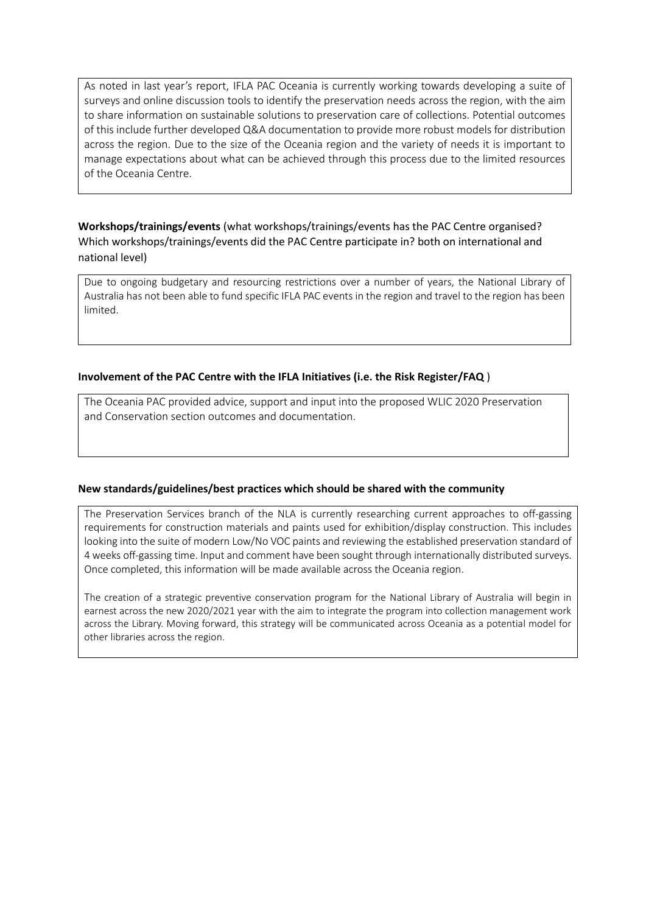As noted in last year's report, IFLA PAC Oceania is currently working towards developing a suite of surveys and online discussion tools to identify the preservation needs across the region, with the aim to share information on sustainable solutions to preservation care of collections. Potential outcomes of this include further developed Q&A documentation to provide more robust models for distribution across the region. Due to the size of the Oceania region and the variety of needs it is important to manage expectations about what can be achieved through this process due to the limited resources of the Oceania Centre.

**Workshops/trainings/events** (what workshops/trainings/events has the PAC Centre organised? Which workshops/trainings/events did the PAC Centre participate in? both on international and national level)

Due to ongoing budgetary and resourcing restrictions over a number of years, the National Library of Australia has not been able to fund specific IFLA PAC events in the region and travel to the region has been limited.

**Involvement of the PAC Centre with the IFLA Initiatives (i.e. the Risk Register/FAQ** )

The Oceania PAC provided advice, support and input into the proposed WLIC 2020 Preservation and Conservation section outcomes and documentation.

**New standards/guidelines/best practices which should be shared with the community**

The Preservation Services branch of the NLA is currently researching current approaches to off-gassing requirements for construction materials and paints used for exhibition/display construction. This includes looking into the suite of modern Low/No VOC paints and reviewing the established preservation standard of 4 weeks off-gassing time. Input and comment have been sought through internationally distributed surveys. Once completed, this information will be made available across the Oceania region.

The creation of a strategic preventive conservation program for the National Library of Australia will begin in earnest across the new 2020/2021 year with the aim to integrate the program into collection management work across the Library. Moving forward, this strategy will be communicated across Oceania as a potential model for other libraries across the region.